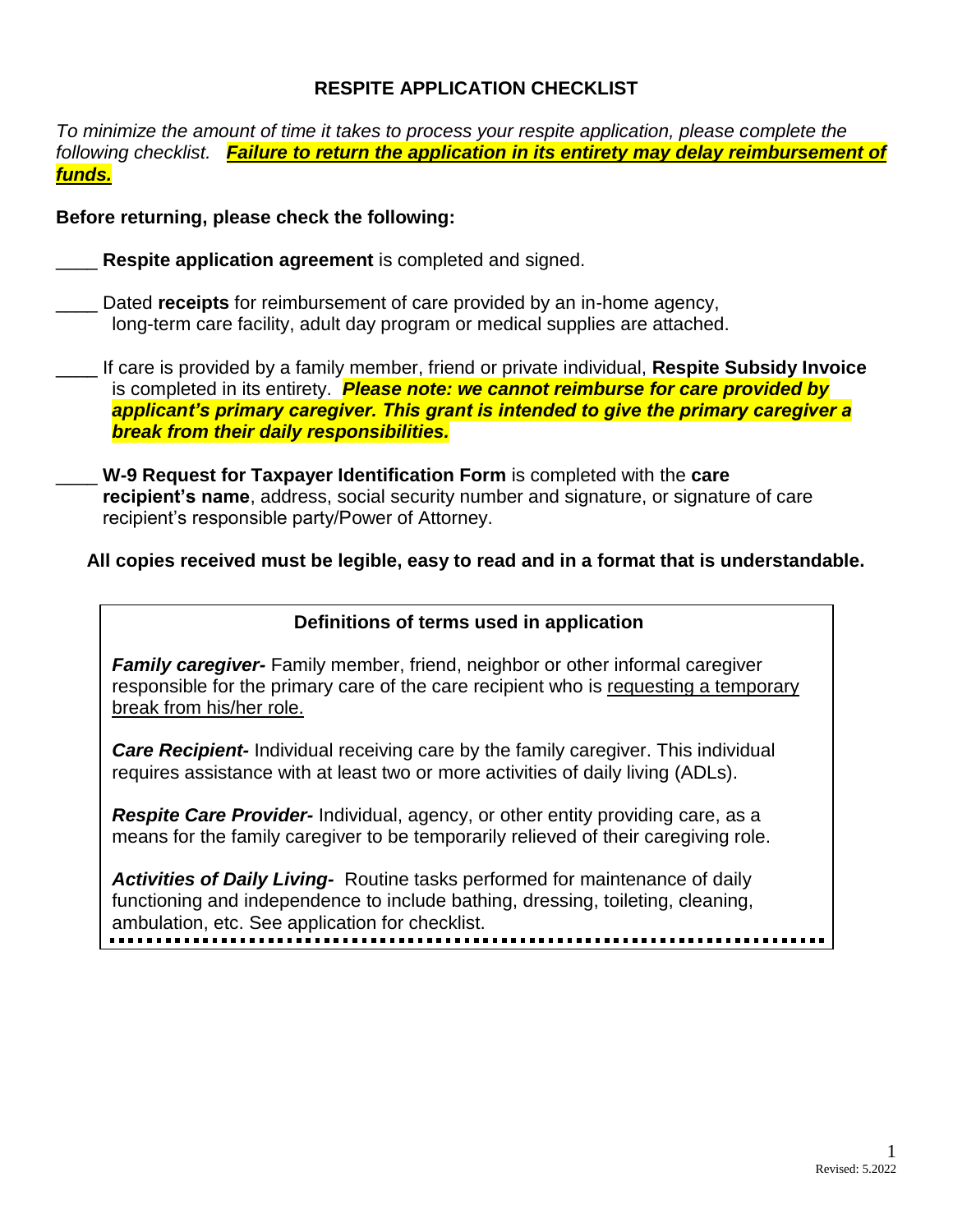# RESPITE APPLICATION CHECKLIST

*To minimize the amount of time it takes to process your respite application, please complete the following checklist.* ***Failure to return the application in its entirety may delay reimbursement of funds.***

**Before returning, please check the following:**

____ **Respite application agreement** is completed and signed.

____ Dated **receipts** for reimbursement of care provided by an in-home agency, long-term care facility, adult day program or medical supplies are attached.

____ If care is provided by a family member, friend or private individual, **Respite Subsidy Invoice** is completed in its entirety. ***Please note: we cannot reimburse for care provided by applicant's primary caregiver. This grant is intended to give the primary caregiver a break from their daily responsibilities.***

____ **W-9 Request for Taxpayer Identification Form** is completed with the **care recipient's name**, address, social security number and signature, or signature of care recipient's responsible party/Power of Attorney.

**All copies received must be legible, easy to read and in a format that is understandable.**

## Definitions of terms used in application

***Family caregiver-*** Family member, friend, neighbor or other informal caregiver responsible for the primary care of the care recipient who is requesting a temporary break from his/her role.

***Care Recipient-*** Individual receiving care by the family caregiver. This individual requires assistance with at least two or more activities of daily living (ADLs).

***Respite Care Provider-*** Individual, agency, or other entity providing care, as a means for the family caregiver to be temporarily relieved of their caregiving role.

***Activities of Daily Living-*** Routine tasks performed for maintenance of daily functioning and independence to include bathing, dressing, toileting, cleaning, ambulation, etc. See application for checklist.

Revised: 5.2022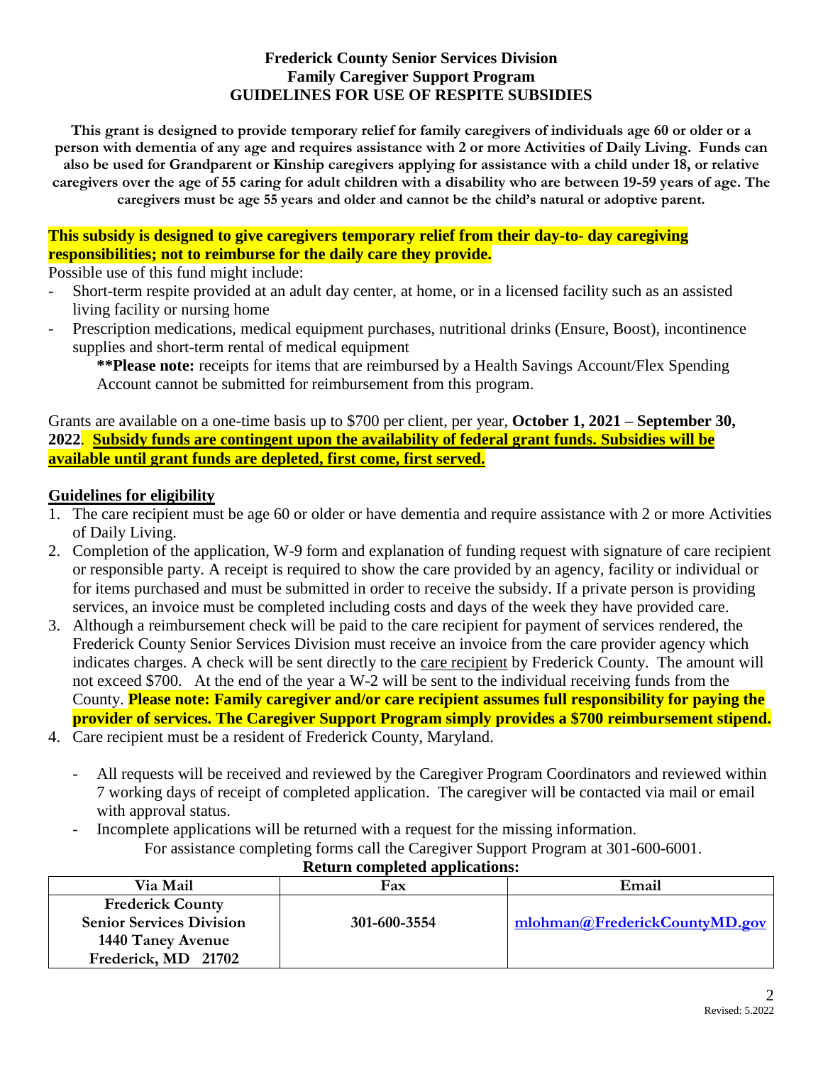**Frederick County Senior Services Division**
**Family Caregiver Support Program**
**GUIDELINES FOR USE OF RESPITE SUBSIDIES**

**This grant is designed to provide temporary relief for family caregivers of individuals age 60 or older or a person with dementia of any age and requires assistance with 2 or more Activities of Daily Living. Funds can also be used for Grandparent or Kinship caregivers applying for assistance with a child under 18, or relative caregivers over the age of 55 caring for adult children with a disability who are between 19-59 years of age. The caregivers must be age 55 years and older and cannot be the child's natural or adoptive parent.**

**This subsidy is designed to give caregivers temporary relief from their day-to- day caregiving responsibilities; not to reimburse for the daily care they provide.**

Possible use of this fund might include:

- Short-term respite provided at an adult day center, at home, or in a licensed facility such as an assisted living facility or nursing home
- Prescription medications, medical equipment purchases, nutritional drinks (Ensure, Boost), incontinence supplies and short-term rental of medical equipment

  **\*\*Please note:** receipts for items that are reimbursed by a Health Savings Account/Flex Spending Account cannot be submitted for reimbursement from this program.

Grants are available on a one-time basis up to $700 per client, per year, **October 1, 2021 – September 30, 2022**. **Subsidy funds are contingent upon the availability of federal grant funds. Subsidies will be available until grant funds are depleted, first come, first served.**

## Guidelines for eligibility

1. The care recipient must be age 60 or older or have dementia and require assistance with 2 or more Activities of Daily Living.
2. Completion of the application, W-9 form and explanation of funding request with signature of care recipient or responsible party. A receipt is required to show the care provided by an agency, facility or individual or for items purchased and must be submitted in order to receive the subsidy. If a private person is providing services, an invoice must be completed including costs and days of the week they have provided care.
3. Although a reimbursement check will be paid to the care recipient for payment of services rendered, the Frederick County Senior Services Division must receive an invoice from the care provider agency which indicates charges. A check will be sent directly to the care recipient by Frederick County. The amount will not exceed $700. At the end of the year a W-2 will be sent to the individual receiving funds from the County. **Please note: Family caregiver and/or care recipient assumes full responsibility for paying the provider of services. The Caregiver Support Program simply provides a $700 reimbursement stipend.**
4. Care recipient must be a resident of Frederick County, Maryland.

   - All requests will be received and reviewed by the Caregiver Program Coordinators and reviewed within 7 working days of receipt of completed application. The caregiver will be contacted via mail or email with approval status.
   - Incomplete applications will be returned with a request for the missing information.

For assistance completing forms call the Caregiver Support Program at 301-600-6001.

**Return completed applications:**

| Via Mail | Fax | Email |
|---|---|---|
| **Frederick County Senior Services Division 1440 Taney Avenue Frederick, MD 21702** | **301-600-3554** | **mlohman@FrederickCountyMD.gov** |

Revised: 5.2022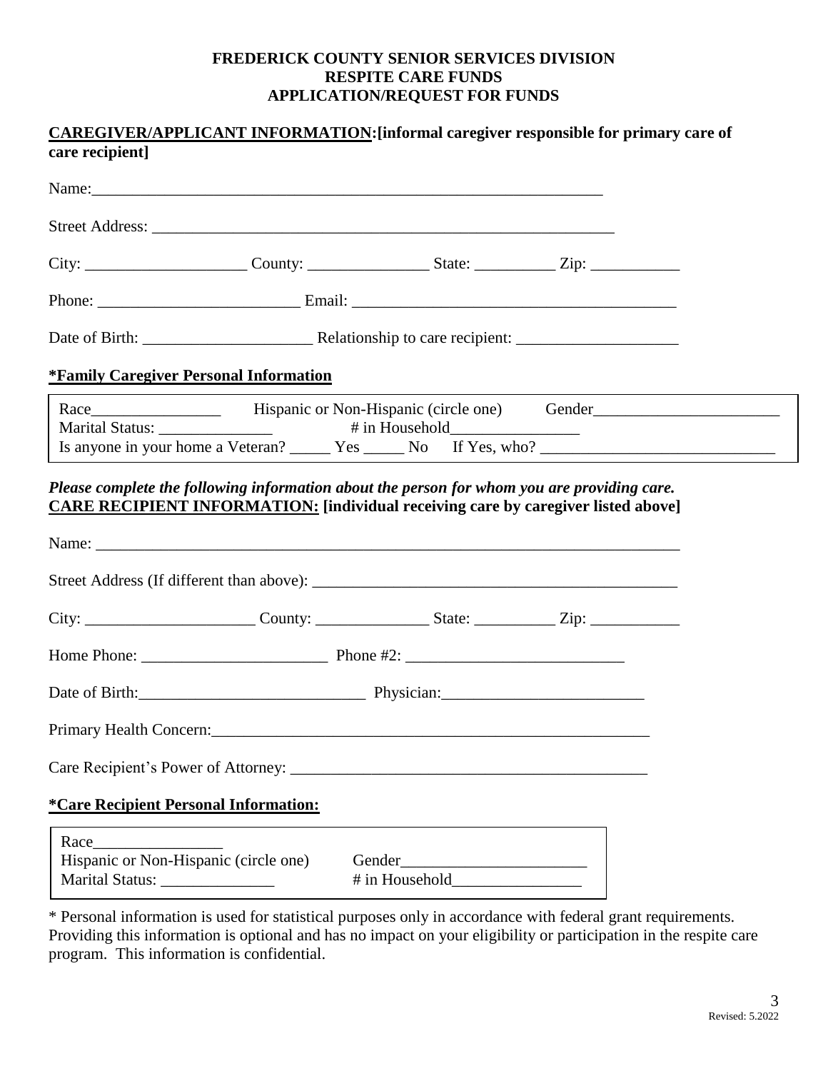**FREDERICK COUNTY SENIOR SERVICES DIVISION**
**RESPITE CARE FUNDS**
**APPLICATION/REQUEST FOR FUNDS**

**CAREGIVER/APPLICANT INFORMATION:[informal caregiver responsible for primary care of care recipient]**

Name:_________________________________________________________________

Street Address: ____________________________________________________________

City: ____________________ County: _______________ State: __________ Zip: ___________

Phone: _________________________ Email: ________________________________________

Date of Birth: _____________________ Relationship to care recipient: ____________________

**\*Family Caregiver Personal Information**

Race________________ Hispanic or Non-Hispanic (circle one) Gender_______________________
Marital Status: ______________ # in Household________________
Is anyone in your home a Veteran? _____ Yes _____ No If Yes, who? _____________________________

***Please complete the following information about the person for whom you are providing care.***
**CARE RECIPIENT INFORMATION: [individual receiving care by caregiver listed above]**

Name: _________________________________________________________________________

Street Address (If different than above): _____________________________________________

City: _____________________ County: ______________ State: __________ Zip: ___________

Home Phone: _______________________ Phone #2: ___________________________

Date of Birth:____________________________ Physician:_________________________

Primary Health Concern:________________________________________________________

Care Recipient's Power of Attorney: _____________________________________________

**\*Care Recipient Personal Information:**

Race________________
Hispanic or Non-Hispanic (circle one) Gender_______________________
Marital Status: ______________ # in Household________________

\* Personal information is used for statistical purposes only in accordance with federal grant requirements. Providing this information is optional and has no impact on your eligibility or participation in the respite care program. This information is confidential.

Revised: 5.2022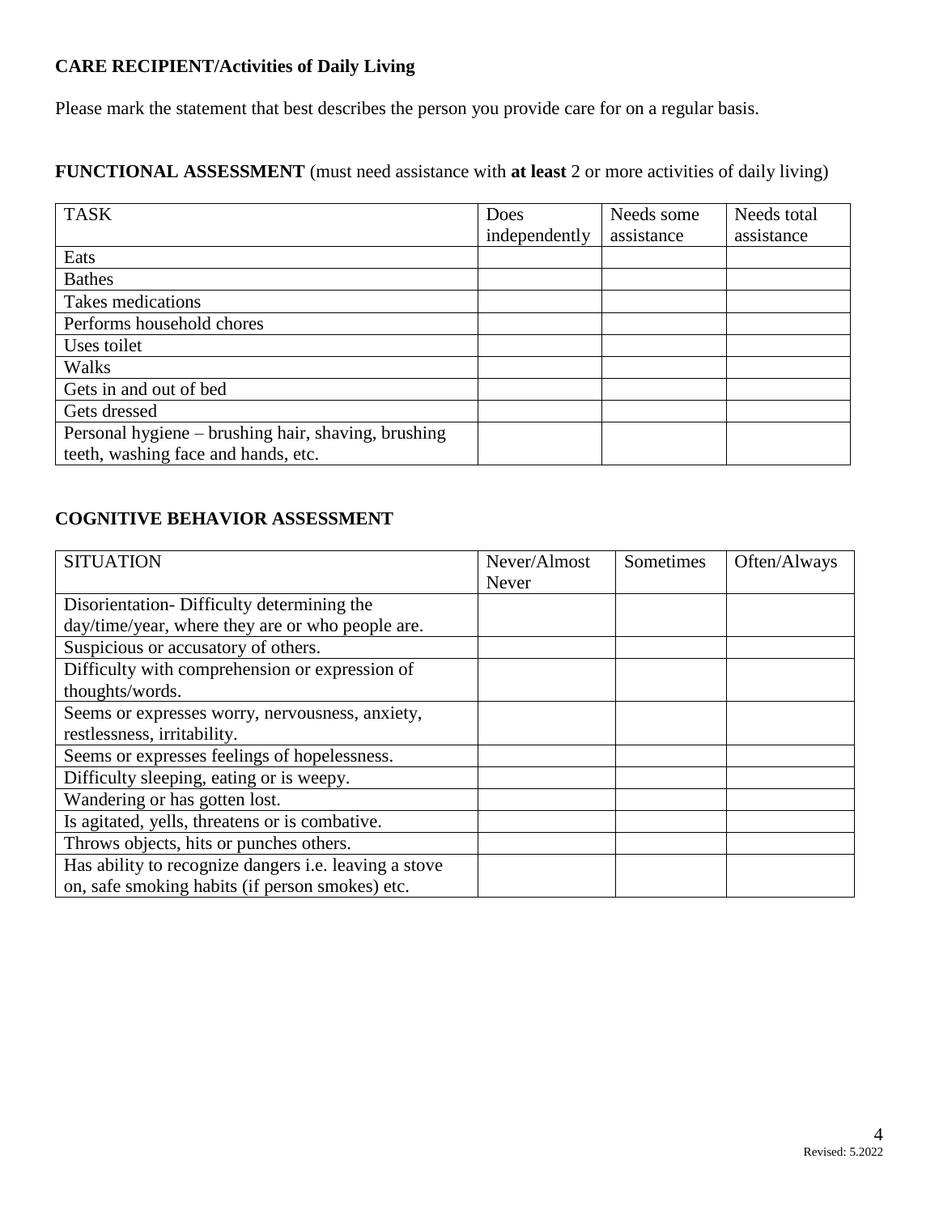**CARE RECIPIENT/Activities of Daily Living**

Please mark the statement that best describes the person you provide care for on a regular basis.

**FUNCTIONAL ASSESSMENT** (must need assistance with **at least** 2 or more activities of daily living)

| TASK | Does independently | Needs some assistance | Needs total assistance |
|---|---|---|---|
| Eats | | | |
| Bathes | | | |
| Takes medications | | | |
| Performs household chores | | | |
| Uses toilet | | | |
| Walks | | | |
| Gets in and out of bed | | | |
| Gets dressed | | | |
| Personal hygiene – brushing hair, shaving, brushing teeth, washing face and hands, etc. | | | |

**COGNITIVE BEHAVIOR ASSESSMENT**

| SITUATION | Never/Almost Never | Sometimes | Often/Always |
|---|---|---|---|
| Disorientation- Difficulty determining the day/time/year, where they are or who people are. | | | |
| Suspicious or accusatory of others. | | | |
| Difficulty with comprehension or expression of thoughts/words. | | | |
| Seems or expresses worry, nervousness, anxiety, restlessness, irritability. | | | |
| Seems or expresses feelings of hopelessness. | | | |
| Difficulty sleeping, eating or is weepy. | | | |
| Wandering or has gotten lost. | | | |
| Is agitated, yells, threatens or is combative. | | | |
| Throws objects, hits or punches others. | | | |
| Has ability to recognize dangers i.e. leaving a stove on, safe smoking habits (if person smokes) etc. | | | |

Revised: 5.2022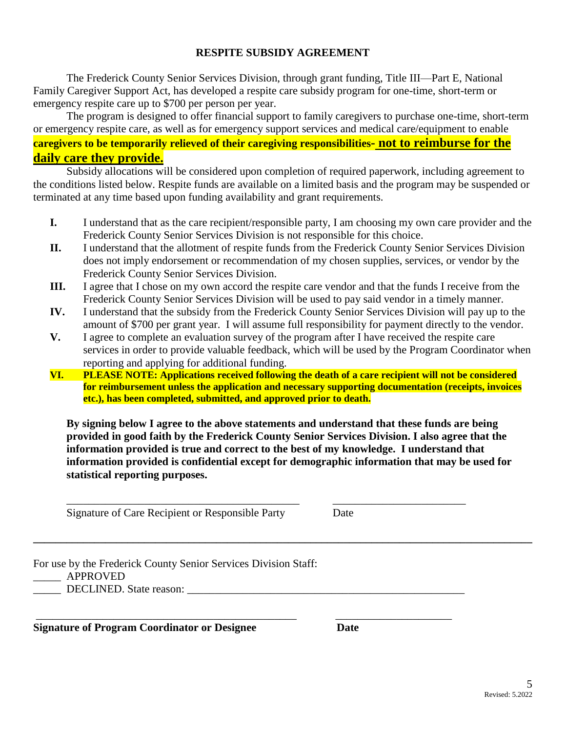## RESPITE SUBSIDY AGREEMENT

The Frederick County Senior Services Division, through grant funding, Title III—Part E, National Family Caregiver Support Act, has developed a respite care subsidy program for one-time, short-term or emergency respite care up to $700 per person per year.

The program is designed to offer financial support to family caregivers to purchase one-time, short-term or emergency respite care, as well as for emergency support services and medical care/equipment to enable **caregivers to be temporarily relieved of their caregiving responsibilities- <u>not to reimburse for the daily care they provide.</u>**

Subsidy allocations will be considered upon completion of required paperwork, including agreement to the conditions listed below. Respite funds are available on a limited basis and the program may be suspended or terminated at any time based upon funding availability and grant requirements.

- **I.** I understand that as the care recipient/responsible party, I am choosing my own care provider and the Frederick County Senior Services Division is not responsible for this choice.
- **II.** I understand that the allotment of respite funds from the Frederick County Senior Services Division does not imply endorsement or recommendation of my chosen supplies, services, or vendor by the Frederick County Senior Services Division.
- **III.** I agree that I chose on my own accord the respite care vendor and that the funds I receive from the Frederick County Senior Services Division will be used to pay said vendor in a timely manner.
- **IV.** I understand that the subsidy from the Frederick County Senior Services Division will pay up to the amount of $700 per grant year. I will assume full responsibility for payment directly to the vendor.
- **V.** I agree to complete an evaluation survey of the program after I have received the respite care services in order to provide valuable feedback, which will be used by the Program Coordinator when reporting and applying for additional funding.
- **VI. PLEASE NOTE: Applications received following the death of a care recipient will not be considered for reimbursement unless the application and necessary supporting documentation (receipts, invoices etc.), has been completed, submitted, and approved prior to death.**

**By signing below I agree to the above statements and understand that these funds are being provided in good faith by the Frederick County Senior Services Division. I also agree that the information provided is true and correct to the best of my knowledge. I understand that information provided is confidential except for demographic information that may be used for statistical reporting purposes.**

\_\_\_\_\_\_\_\_\_\_\_\_\_\_\_\_\_\_\_\_\_\_\_\_\_\_\_\_\_\_\_\_\_\_\_\_\_\_\_\_ \_\_\_\_\_\_\_\_\_\_\_\_\_\_\_\_\_\_\_\_\_\_\_\_

Signature of Care Recipient or Responsible Party  Date

---

For use by the Frederick County Senior Services Division Staff:

\_\_\_\_\_ APPROVED

\_\_\_\_\_ DECLINED. State reason: \_\_\_\_\_\_\_\_\_\_\_\_\_\_\_\_\_\_\_\_\_\_\_\_\_\_\_\_\_\_\_\_\_\_\_\_\_\_\_\_\_\_\_\_\_\_\_\_\_\_

\_\_\_\_\_\_\_\_\_\_\_\_\_\_\_\_\_\_\_\_\_\_\_\_\_\_\_\_\_\_\_\_\_\_\_\_\_\_\_\_\_\_\_\_\_\_ \_\_\_\_\_\_\_\_\_\_\_\_\_\_\_\_\_\_\_\_\_

**Signature of Program Coordinator or Designee  Date**

Revised: 5.2022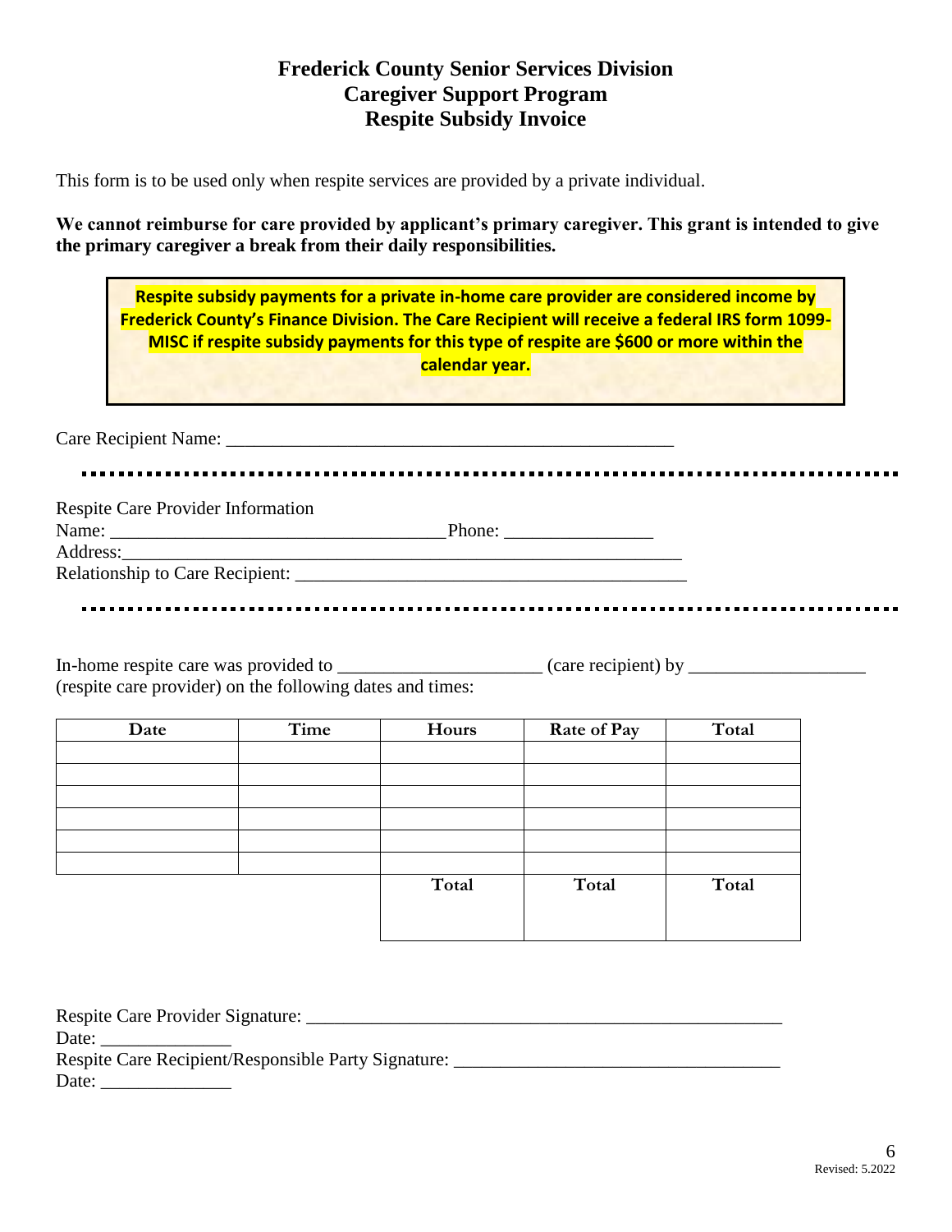# Frederick County Senior Services Division
## Caregiver Support Program
## Respite Subsidy Invoice

This form is to be used only when respite services are provided by a private individual.

**We cannot reimburse for care provided by applicant's primary caregiver. This grant is intended to give the primary caregiver a break from their daily responsibilities.**

**Respite subsidy payments for a private in-home care provider are considered income by Frederick County's Finance Division. The Care Recipient will receive a federal IRS form 1099-MISC if respite subsidy payments for this type of respite are $600 or more within the calendar year.**

Care Recipient Name: _______________________________________________

Respite Care Provider Information
Name: ___________________________________Phone: _______________
Address:____________________________________________________________
Relationship to Care Recipient: _________________________________________

In-home respite care was provided to _____________________ (care recipient) by __________________ (respite care provider) on the following dates and times:

| Date | Time | Hours | Rate of Pay | Total |
|---|---|---|---|---|
| | | | | |
| | | | | |
| | | | | |
| | | | | |
| | | | | |
| | | | | |
| | | Total | Total | Total |

Respite Care Provider Signature: ___________________________________________________
Date: ______________
Respite Care Recipient/Responsible Party Signature: __________________________________
Date: ______________

Revised: 5.2022